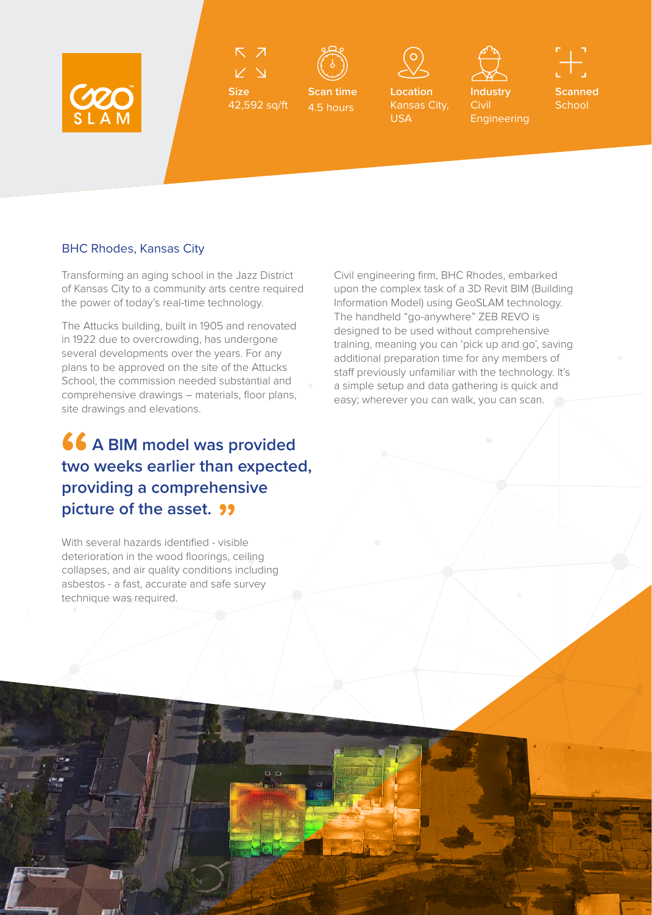GeoSLAM

**Size**
42,592 sq/ft

**Scan time**
4.5 hours

**Location**
Kansas City, USA

**Industry**
Civil Engineering

**Scanned**
School

## BHC Rhodes, Kansas City

Transforming an aging school in the Jazz District of Kansas City to a community arts centre required the power of today's real-time technology.

The Attucks building, built in 1905 and renovated in 1922 due to overcrowding, has undergone several developments over the years. For any plans to be approved on the site of the Attucks School, the commission needed substantial and comprehensive drawings – materials, floor plans, site drawings and elevations.

> **"A BIM model was provided two weeks earlier than expected, providing a comprehensive picture of the asset."**

With several hazards identified - visible deterioration in the wood floorings, ceiling collapses, and air quality conditions including asbestos - a fast, accurate and safe survey technique was required.

Civil engineering firm, BHC Rhodes, embarked upon the complex task of a 3D Revit BIM (Building Information Model) using GeoSLAM technology. The handheld "go-anywhere" ZEB REVO is designed to be used without comprehensive training, meaning you can 'pick up and go', saving additional preparation time for any members of staff previously unfamiliar with the technology. It's a simple setup and data gathering is quick and easy; wherever you can walk, you can scan.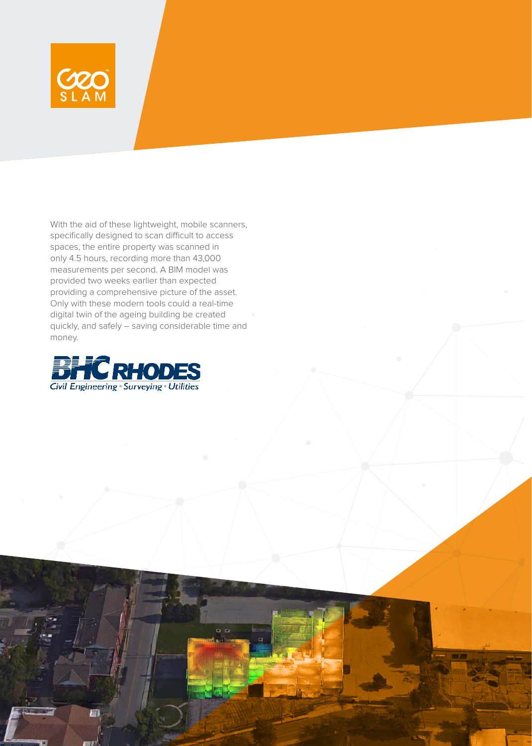With the aid of these lightweight, mobile scanners, specifically designed to scan difficult to access spaces, the entire property was scanned in only 4.5 hours, recording more than 43,000 measurements per second. A BIM model was provided two weeks earlier than expected providing a comprehensive picture of the asset. Only with these modern tools could a real-time digital twin of the ageing building be created quickly, and safely – saving considerable time and money.

BHC RHODES
Civil Engineering • Surveying • Utilities